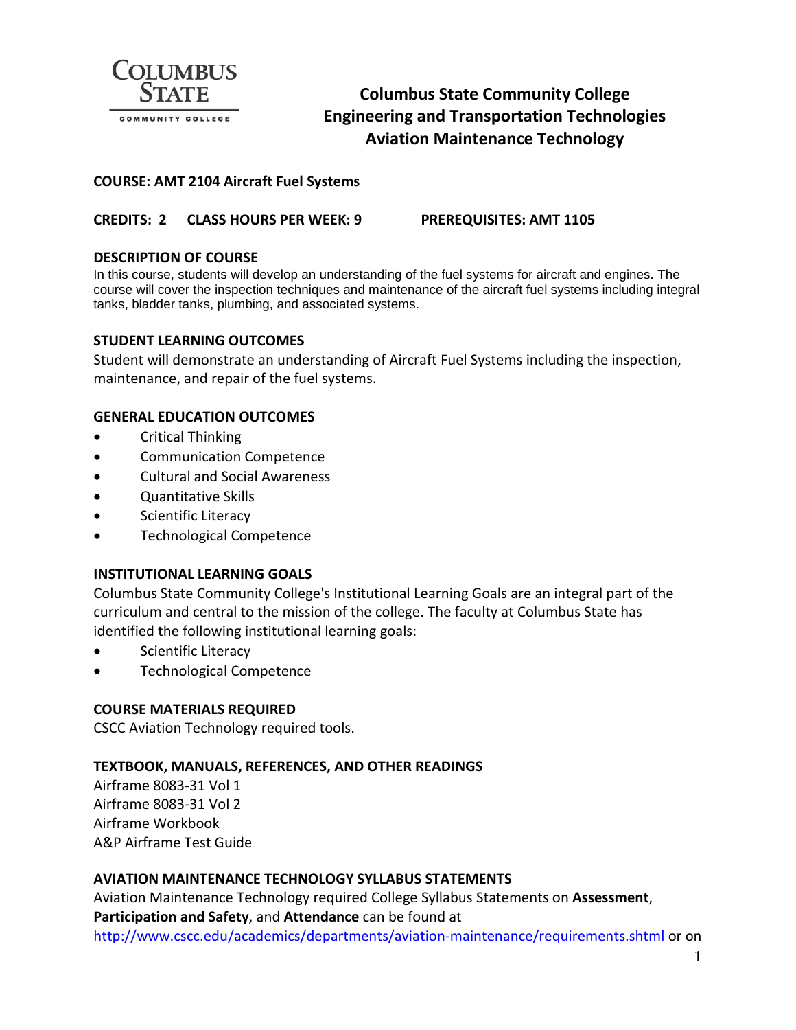# Columbus State Community College
## Engineering and Transportation Technologies
## Aviation Maintenance Technology

**COURSE: AMT 2104 Aircraft Fuel Systems**

**CREDITS: 2 CLASS HOURS PER WEEK: 9 PREREQUISITES: AMT 1105**

### DESCRIPTION OF COURSE

In this course, students will develop an understanding of the fuel systems for aircraft and engines. The course will cover the inspection techniques and maintenance of the aircraft fuel systems including integral tanks, bladder tanks, plumbing, and associated systems.

### STUDENT LEARNING OUTCOMES

Student will demonstrate an understanding of Aircraft Fuel Systems including the inspection, maintenance, and repair of the fuel systems.

### GENERAL EDUCATION OUTCOMES

- Critical Thinking
- Communication Competence
- Cultural and Social Awareness
- Quantitative Skills
- Scientific Literacy
- Technological Competence

### INSTITUTIONAL LEARNING GOALS

Columbus State Community College's Institutional Learning Goals are an integral part of the curriculum and central to the mission of the college. The faculty at Columbus State has identified the following institutional learning goals:

- Scientific Literacy
- Technological Competence

### COURSE MATERIALS REQUIRED

CSCC Aviation Technology required tools.

### TEXTBOOK, MANUALS, REFERENCES, AND OTHER READINGS

Airframe 8083-31 Vol 1
Airframe 8083-31 Vol 2
Airframe Workbook
A&P Airframe Test Guide

### AVIATION MAINTENANCE TECHNOLOGY SYLLABUS STATEMENTS

Aviation Maintenance Technology required College Syllabus Statements on **Assessment**, **Participation and Safety**, and **Attendance** can be found at http://www.cscc.edu/academics/departments/aviation-maintenance/requirements.shtml or on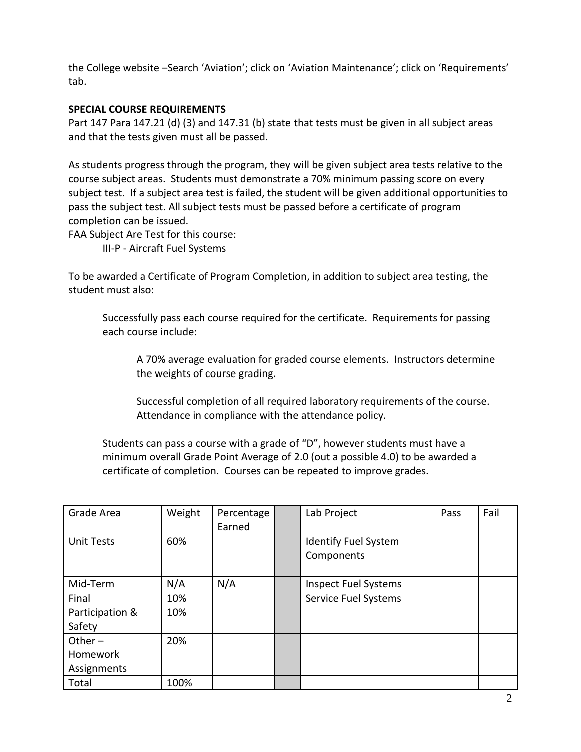the College website –Search 'Aviation'; click on 'Aviation Maintenance'; click on 'Requirements' tab.

**SPECIAL COURSE REQUIREMENTS**

Part 147 Para 147.21 (d) (3) and 147.31 (b) state that tests must be given in all subject areas and that the tests given must all be passed.

As students progress through the program, they will be given subject area tests relative to the course subject areas. Students must demonstrate a 70% minimum passing score on every subject test. If a subject area test is failed, the student will be given additional opportunities to pass the subject test. All subject tests must be passed before a certificate of program completion can be issued.

FAA Subject Are Test for this course:

III-P - Aircraft Fuel Systems

To be awarded a Certificate of Program Completion, in addition to subject area testing, the student must also:

Successfully pass each course required for the certificate. Requirements for passing each course include:

A 70% average evaluation for graded course elements. Instructors determine the weights of course grading.

Successful completion of all required laboratory requirements of the course. Attendance in compliance with the attendance policy.

Students can pass a course with a grade of "D", however students must have a minimum overall Grade Point Average of 2.0 (out a possible 4.0) to be awarded a certificate of completion. Courses can be repeated to improve grades.

| Grade Area | Weight | Percentage Earned | | Lab Project | Pass | Fail |
|---|---|---|---|---|---|---|
| Unit Tests | 60% | | | Identify Fuel System Components | | |
| Mid-Term | N/A | N/A | | Inspect Fuel Systems | | |
| Final | 10% | | | Service Fuel Systems | | |
| Participation & Safety | 10% | | | | | |
| Other – Homework Assignments | 20% | | | | | |
| Total | 100% | | | | | |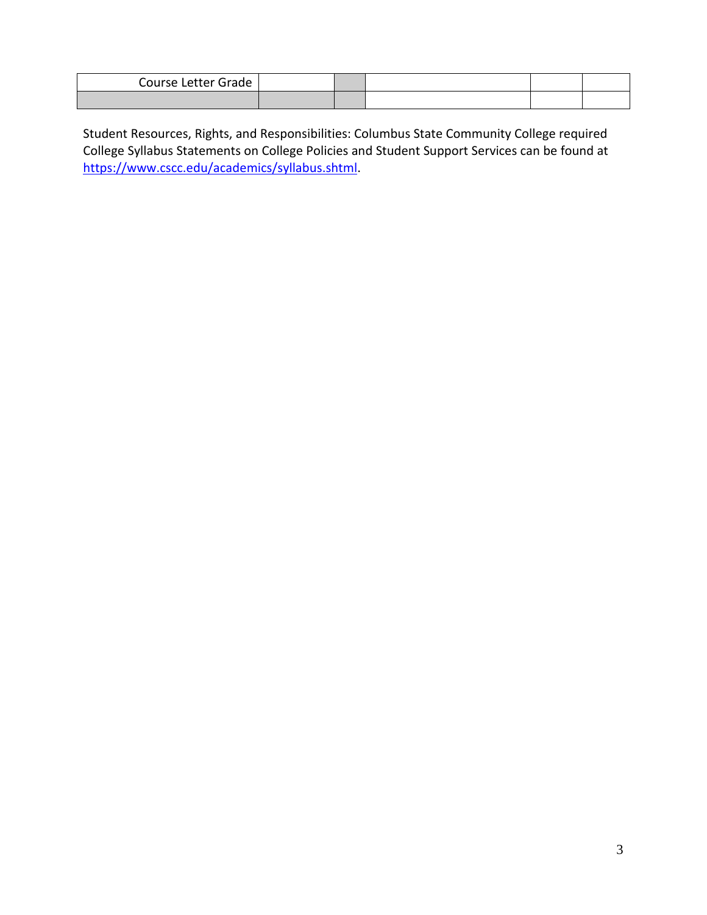| Course Letter Grade | | | | | |
|---|---|---|---|---|---|
| | | | | | |

Student Resources, Rights, and Responsibilities: Columbus State Community College required College Syllabus Statements on College Policies and Student Support Services can be found at https://www.cscc.edu/academics/syllabus.shtml.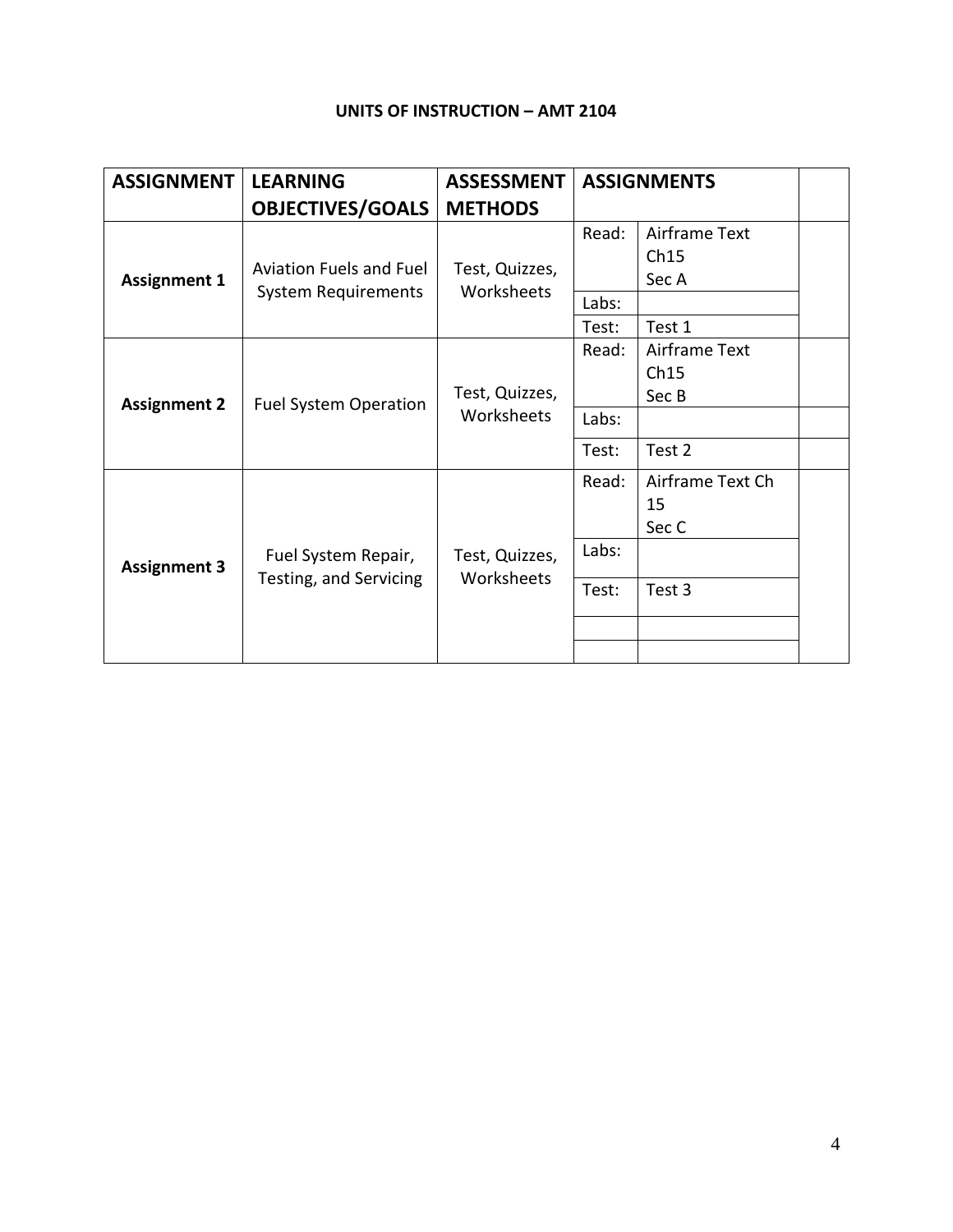**UNITS OF INSTRUCTION – AMT 2104**

| ASSIGNMENT | LEARNING OBJECTIVES/GOALS | ASSESSMENT METHODS | ASSIGNMENTS | | |
|---|---|---|---|---|---|
| **Assignment 1** | Aviation Fuels and Fuel System Requirements | Test, Quizzes, Worksheets | Read: | Airframe Text Ch15 Sec A | |
| | | | Labs: | | |
| | | | Test: | Test 1 | |
| **Assignment 2** | Fuel System Operation | Test, Quizzes, Worksheets | Read: | Airframe Text Ch15 Sec B | |
| | | | Labs: | | |
| | | | Test: | Test 2 | |
| **Assignment 3** | Fuel System Repair, Testing, and Servicing | Test, Quizzes, Worksheets | Read: | Airframe Text Ch 15 Sec C | |
| | | | Labs: | | |
| | | | Test: | Test 3 | |
| | | | | | |
| | | | | | |